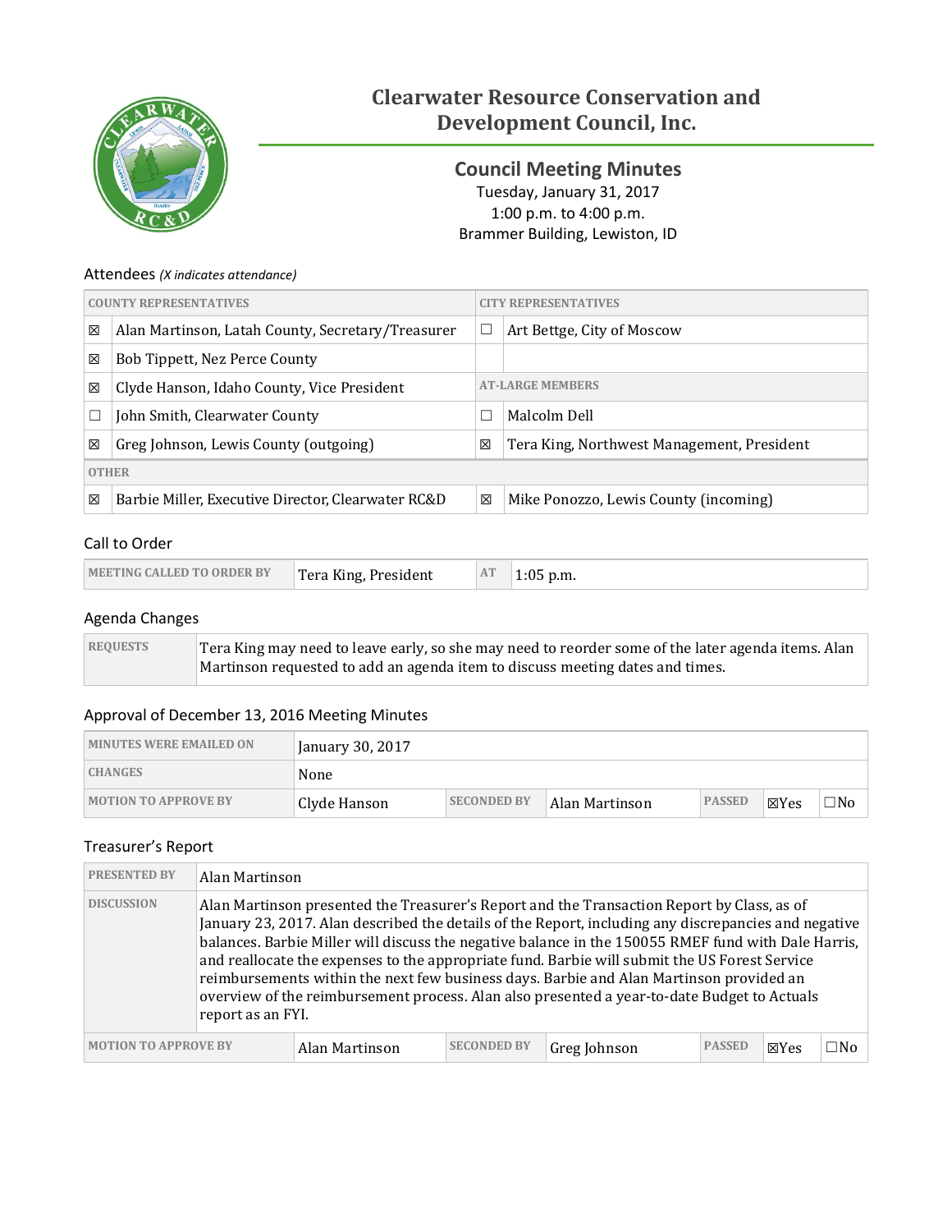# Clearwater Resource Conservation and Development Council, Inc.

## Council Meeting Minutes

Tuesday, January 31, 2017
1:00 p.m. to 4:00 p.m.
Brammer Building, Lewiston, ID

### Attendees *(X indicates attendance)*

| COUNTY REPRESENTATIVES | | CITY REPRESENTATIVES | |
|---|---|---|---|
| ☒ | Alan Martinson, Latah County, Secretary/Treasurer | ☐ | Art Bettge, City of Moscow |
| ☒ | Bob Tippett, Nez Perce County | | |
| ☒ | Clyde Hanson, Idaho County, Vice President | AT-LARGE MEMBERS | |
| ☐ | John Smith, Clearwater County | ☐ | Malcolm Dell |
| ☒ | Greg Johnson, Lewis County (outgoing) | ☒ | Tera King, Northwest Management, President |
| OTHER | | | |
| ☒ | Barbie Miller, Executive Director, Clearwater RC&D | ☒ | Mike Ponozzo, Lewis County (incoming) |

### Call to Order

| MEETING CALLED TO ORDER BY | Tera King, President | AT | 1:05 p.m. |
|---|---|---|---|

### Agenda Changes

| REQUESTS | Tera King may need to leave early, so she may need to reorder some of the later agenda items. Alan Martinson requested to add an agenda item to discuss meeting dates and times. |
|---|---|

### Approval of December 13, 2016 Meeting Minutes

| MINUTES WERE EMAILED ON | January 30, 2017 | | | | | |
|---|---|---|---|---|---|---|
| CHANGES | None | | | | | |
| MOTION TO APPROVE BY | Clyde Hanson | SECONDED BY | Alan Martinson | PASSED | ☒Yes | ☐No |

### Treasurer's Report

| PRESENTED BY | Alan Martinson | | | | | |
|---|---|---|---|---|---|---|
| DISCUSSION | Alan Martinson presented the Treasurer's Report and the Transaction Report by Class, as of January 23, 2017. Alan described the details of the Report, including any discrepancies and negative balances. Barbie Miller will discuss the negative balance in the 150055 RMEF fund with Dale Harris, and reallocate the expenses to the appropriate fund. Barbie will submit the US Forest Service reimbursements within the next few business days. Barbie and Alan Martinson provided an overview of the reimbursement process. Alan also presented a year-to-date Budget to Actuals report as an FYI. | | | | | |
| MOTION TO APPROVE BY | Alan Martinson | SECONDED BY | Greg Johnson | PASSED | ☒Yes | ☐No |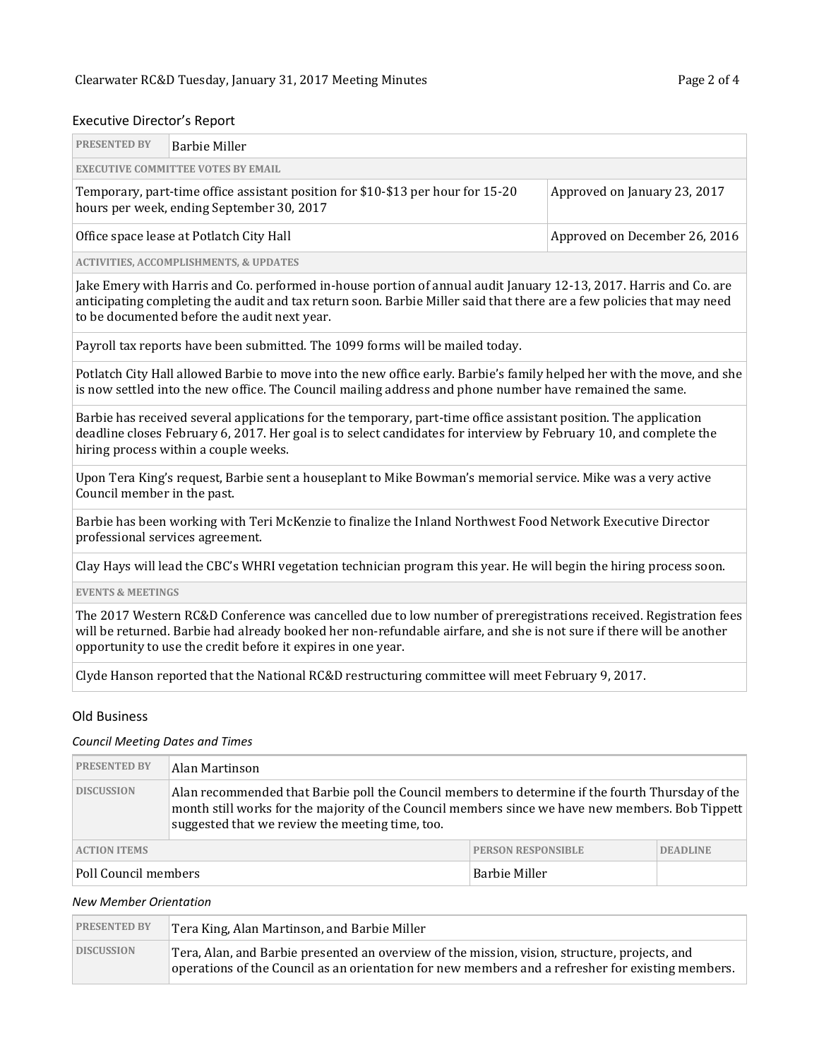## Executive Director's Report

| PRESENTED BY | Barbie Miller |
|---|---|
| **EXECUTIVE COMMITTEE VOTES BY EMAIL** | |
| Temporary, part-time office assistant position for $10-$13 per hour for 15-20 hours per week, ending September 30, 2017 | Approved on January 23, 2017 |
| Office space lease at Potlatch City Hall | Approved on December 26, 2016 |

**ACTIVITIES, ACCOMPLISHMENTS, & UPDATES**

Jake Emery with Harris and Co. performed in-house portion of annual audit January 12-13, 2017. Harris and Co. are anticipating completing the audit and tax return soon. Barbie Miller said that there are a few policies that may need to be documented before the audit next year.

Payroll tax reports have been submitted. The 1099 forms will be mailed today.

Potlatch City Hall allowed Barbie to move into the new office early. Barbie's family helped her with the move, and she is now settled into the new office. The Council mailing address and phone number have remained the same.

Barbie has received several applications for the temporary, part-time office assistant position. The application deadline closes February 6, 2017. Her goal is to select candidates for interview by February 10, and complete the hiring process within a couple weeks.

Upon Tera King's request, Barbie sent a houseplant to Mike Bowman's memorial service. Mike was a very active Council member in the past.

Barbie has been working with Teri McKenzie to finalize the Inland Northwest Food Network Executive Director professional services agreement.

Clay Hays will lead the CBC's WHRI vegetation technician program this year. He will begin the hiring process soon.

**EVENTS & MEETINGS**

The 2017 Western RC&D Conference was cancelled due to low number of preregistrations received. Registration fees will be returned. Barbie had already booked her non-refundable airfare, and she is not sure if there will be another opportunity to use the credit before it expires in one year.

Clyde Hanson reported that the National RC&D restructuring committee will meet February 9, 2017.

## Old Business

### *Council Meeting Dates and Times*

| PRESENTED BY | Alan Martinson |
|---|---|
| DISCUSSION | Alan recommended that Barbie poll the Council members to determine if the fourth Thursday of the month still works for the majority of the Council members since we have new members. Bob Tippett suggested that we review the meeting time, too. |

| ACTION ITEMS | PERSON RESPONSIBLE | DEADLINE |
|---|---|---|
| Poll Council members | Barbie Miller | |

### *New Member Orientation*

| PRESENTED BY | Tera King, Alan Martinson, and Barbie Miller |
|---|---|
| DISCUSSION | Tera, Alan, and Barbie presented an overview of the mission, vision, structure, projects, and operations of the Council as an orientation for new members and a refresher for existing members. |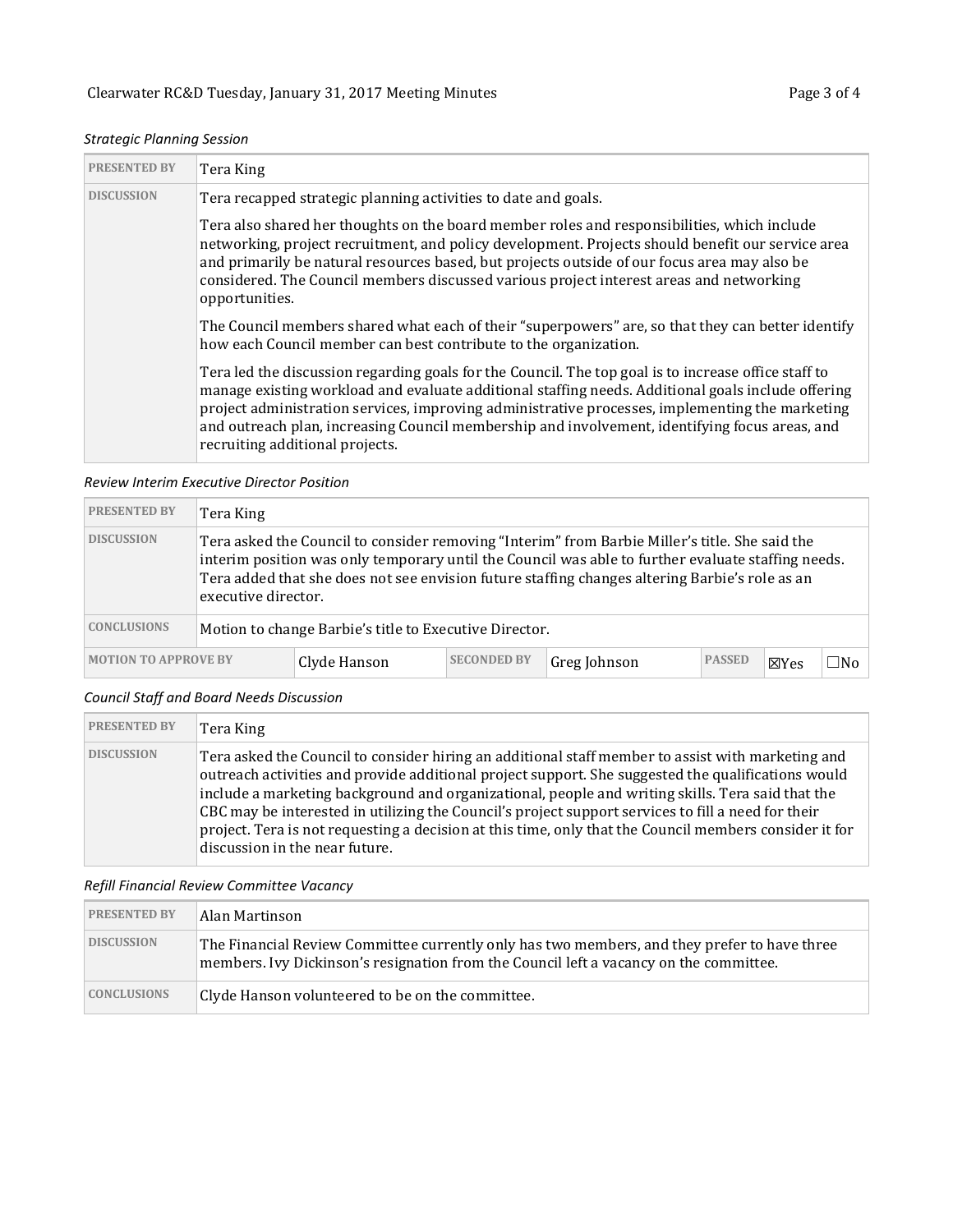*Strategic Planning Session*

| PRESENTED BY | Tera King |
|---|---|
| DISCUSSION | Tera recapped strategic planning activities to date and goals.<br><br>Tera also shared her thoughts on the board member roles and responsibilities, which include networking, project recruitment, and policy development. Projects should benefit our service area and primarily be natural resources based, but projects outside of our focus area may also be considered. The Council members discussed various project interest areas and networking opportunities.<br><br>The Council members shared what each of their "superpowers" are, so that they can better identify how each Council member can best contribute to the organization.<br><br>Tera led the discussion regarding goals for the Council. The top goal is to increase office staff to manage existing workload and evaluate additional staffing needs. Additional goals include offering project administration services, improving administrative processes, implementing the marketing and outreach plan, increasing Council membership and involvement, identifying focus areas, and recruiting additional projects. |

*Review Interim Executive Director Position*

| PRESENTED BY | Tera King | | | | | |
|---|---|---|---|---|---|---|
| DISCUSSION | Tera asked the Council to consider removing "Interim" from Barbie Miller's title. She said the interim position was only temporary until the Council was able to further evaluate staffing needs. Tera added that she does not see envision future staffing changes altering Barbie's role as an executive director. | | | | | |
| CONCLUSIONS | Motion to change Barbie's title to Executive Director. | | | | | |
| MOTION TO APPROVE BY | Clyde Hanson | SECONDED BY | Greg Johnson | PASSED | ☒Yes | ☐No |

*Council Staff and Board Needs Discussion*

| PRESENTED BY | Tera King |
|---|---|
| DISCUSSION | Tera asked the Council to consider hiring an additional staff member to assist with marketing and outreach activities and provide additional project support. She suggested the qualifications would include a marketing background and organizational, people and writing skills. Tera said that the CBC may be interested in utilizing the Council's project support services to fill a need for their project. Tera is not requesting a decision at this time, only that the Council members consider it for discussion in the near future. |

*Refill Financial Review Committee Vacancy*

| PRESENTED BY | Alan Martinson |
|---|---|
| DISCUSSION | The Financial Review Committee currently only has two members, and they prefer to have three members. Ivy Dickinson's resignation from the Council left a vacancy on the committee. |
| CONCLUSIONS | Clyde Hanson volunteered to be on the committee. |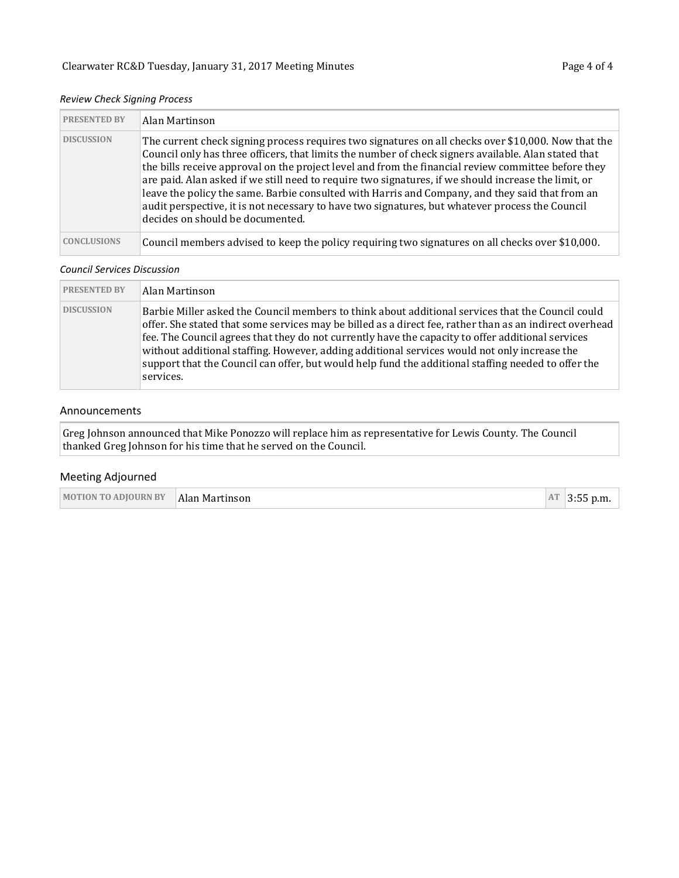*Review Check Signing Process*

| | |
|---|---|
| **PRESENTED BY** | Alan Martinson |
| **DISCUSSION** | The current check signing process requires two signatures on all checks over $10,000. Now that the Council only has three officers, that limits the number of check signers available. Alan stated that the bills receive approval on the project level and from the financial review committee before they are paid. Alan asked if we still need to require two signatures, if we should increase the limit, or leave the policy the same. Barbie consulted with Harris and Company, and they said that from an audit perspective, it is not necessary to have two signatures, but whatever process the Council decides on should be documented. |
| **CONCLUSIONS** | Council members advised to keep the policy requiring two signatures on all checks over $10,000. |

*Council Services Discussion*

| | |
|---|---|
| **PRESENTED BY** | Alan Martinson |
| **DISCUSSION** | Barbie Miller asked the Council members to think about additional services that the Council could offer. She stated that some services may be billed as a direct fee, rather than as an indirect overhead fee. The Council agrees that they do not currently have the capacity to offer additional services without additional staffing. However, adding additional services would not only increase the support that the Council can offer, but would help fund the additional staffing needed to offer the services. |

## Announcements

Greg Johnson announced that Mike Ponozzo will replace him as representative for Lewis County. The Council thanked Greg Johnson for his time that he served on the Council.

## Meeting Adjourned

| | | | |
|---|---|---|---|
| **MOTION TO ADJOURN BY** | Alan Martinson | **AT** | 3:55 p.m. |